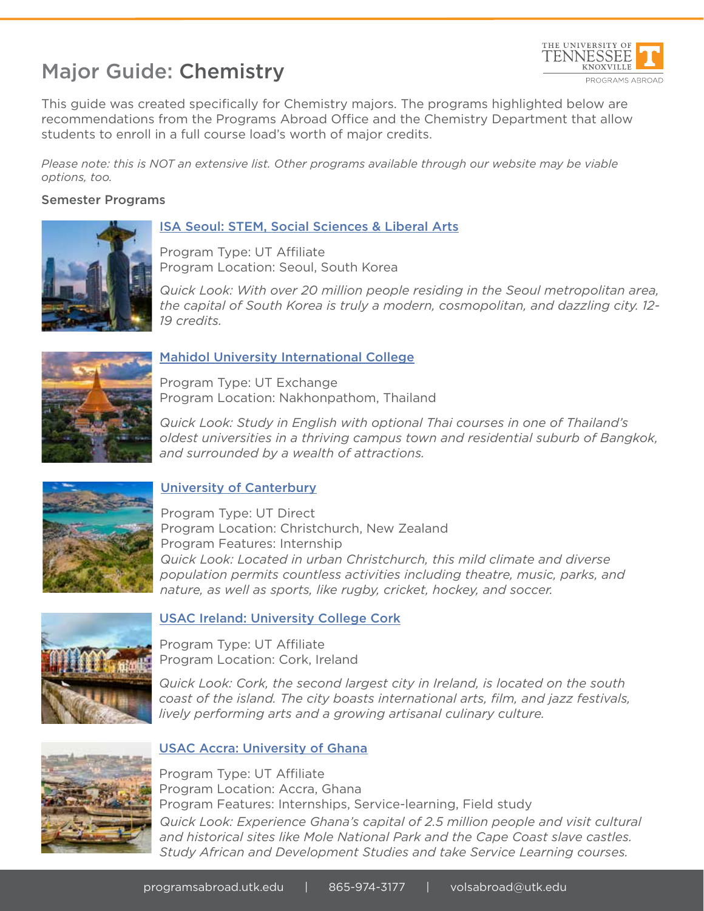# Major Guide: Chemistry

This guide was created specifically for Chemistry majors. The programs highlighted below are recommendations from the Programs Abroad Office and the Chemistry Department that allow students to enroll in a full course load's worth of major credits.

*Please note: this is NOT an extensive list. Other programs available through our website may be viable options, too.*

## Semester Programs

### ISA Seoul: STEM, Social Sciences & Liberal Arts

Program Type: UT Affiliate
Program Location: Seoul, South Korea

*Quick Look: With over 20 million people residing in the Seoul metropolitan area, the capital of South Korea is truly a modern, cosmopolitan, and dazzling city. 12-19 credits.*

### Mahidol University International College

Program Type: UT Exchange
Program Location: Nakhonpathom, Thailand

*Quick Look: Study in English with optional Thai courses in one of Thailand's oldest universities in a thriving campus town and residential suburb of Bangkok, and surrounded by a wealth of attractions.*

### University of Canterbury

Program Type: UT Direct
Program Location: Christchurch, New Zealand
Program Features: Internship
*Quick Look: Located in urban Christchurch, this mild climate and diverse population permits countless activities including theatre, music, parks, and nature, as well as sports, like rugby, cricket, hockey, and soccer.*

### USAC Ireland: University College Cork

Program Type: UT Affiliate
Program Location: Cork, Ireland

*Quick Look: Cork, the second largest city in Ireland, is located on the south coast of the island. The city boasts international arts, film, and jazz festivals, lively performing arts and a growing artisanal culinary culture.*

### USAC Accra: University of Ghana

Program Type: UT Affiliate
Program Location: Accra, Ghana
Program Features: Internships, Service-learning, Field study
*Quick Look: Experience Ghana's capital of 2.5 million people and visit cultural and historical sites like Mole National Park and the Cape Coast slave castles. Study African and Development Studies and take Service Learning courses.*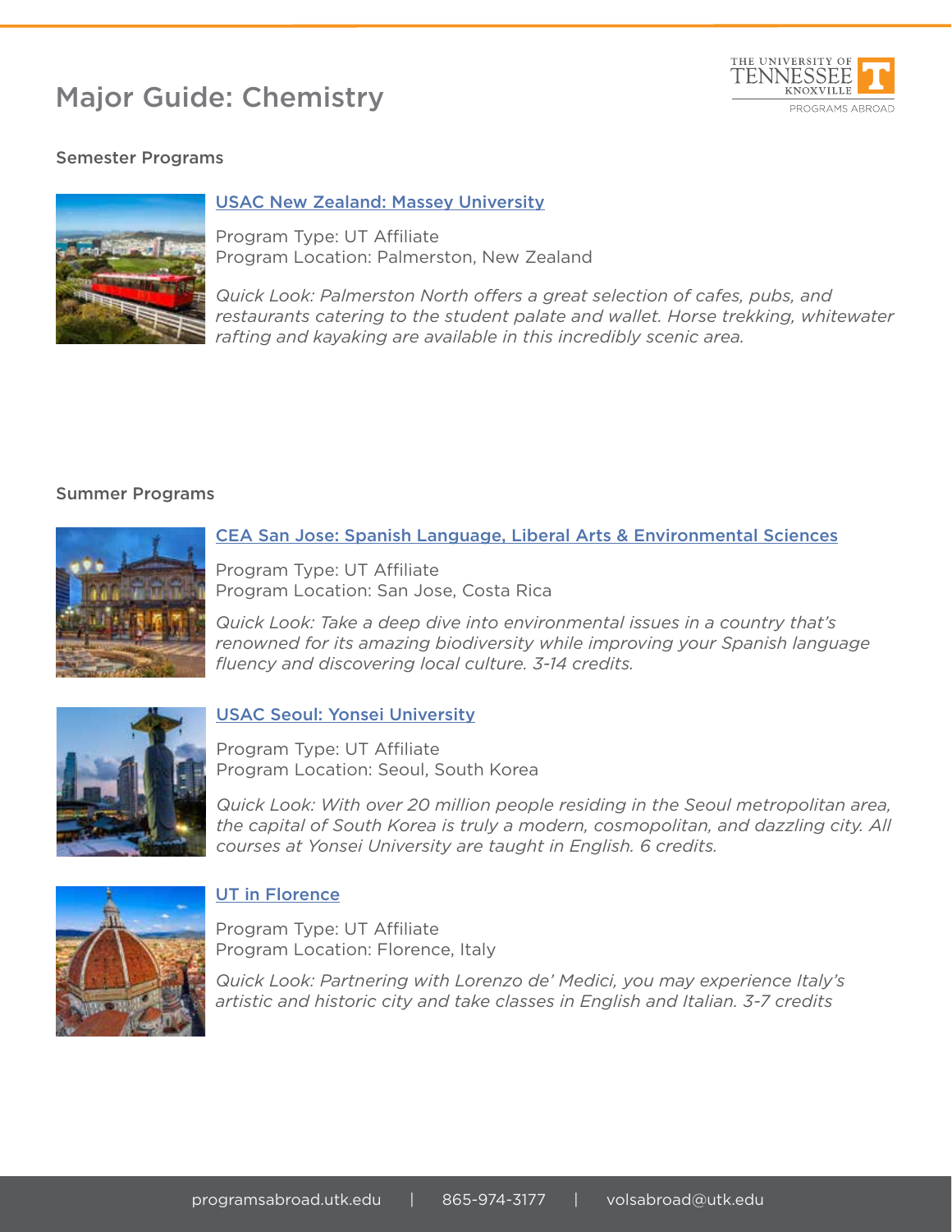# Major Guide: Chemistry

## Semester Programs

### [USAC New Zealand: Massey University]

Program Type: UT Affiliate
Program Location: Palmerston, New Zealand

*Quick Look: Palmerston North offers a great selection of cafes, pubs, and restaurants catering to the student palate and wallet. Horse trekking, whitewater rafting and kayaking are available in this incredibly scenic area.*

## Summer Programs

### [CEA San Jose: Spanish Language, Liberal Arts & Environmental Sciences]

Program Type: UT Affiliate
Program Location: San Jose, Costa Rica

*Quick Look: Take a deep dive into environmental issues in a country that's renowned for its amazing biodiversity while improving your Spanish language fluency and discovering local culture. 3-14 credits.*

### [USAC Seoul: Yonsei University]

Program Type: UT Affiliate
Program Location: Seoul, South Korea

*Quick Look: With over 20 million people residing in the Seoul metropolitan area, the capital of South Korea is truly a modern, cosmopolitan, and dazzling city. All courses at Yonsei University are taught in English. 6 credits.*

### [UT in Florence]

Program Type: UT Affiliate
Program Location: Florence, Italy

*Quick Look: Partnering with Lorenzo de' Medici, you may experience Italy's artistic and historic city and take classes in English and Italian. 3-7 credits*

programsabroad.utk.edu | 865-974-3177 | volsabroad@utk.edu